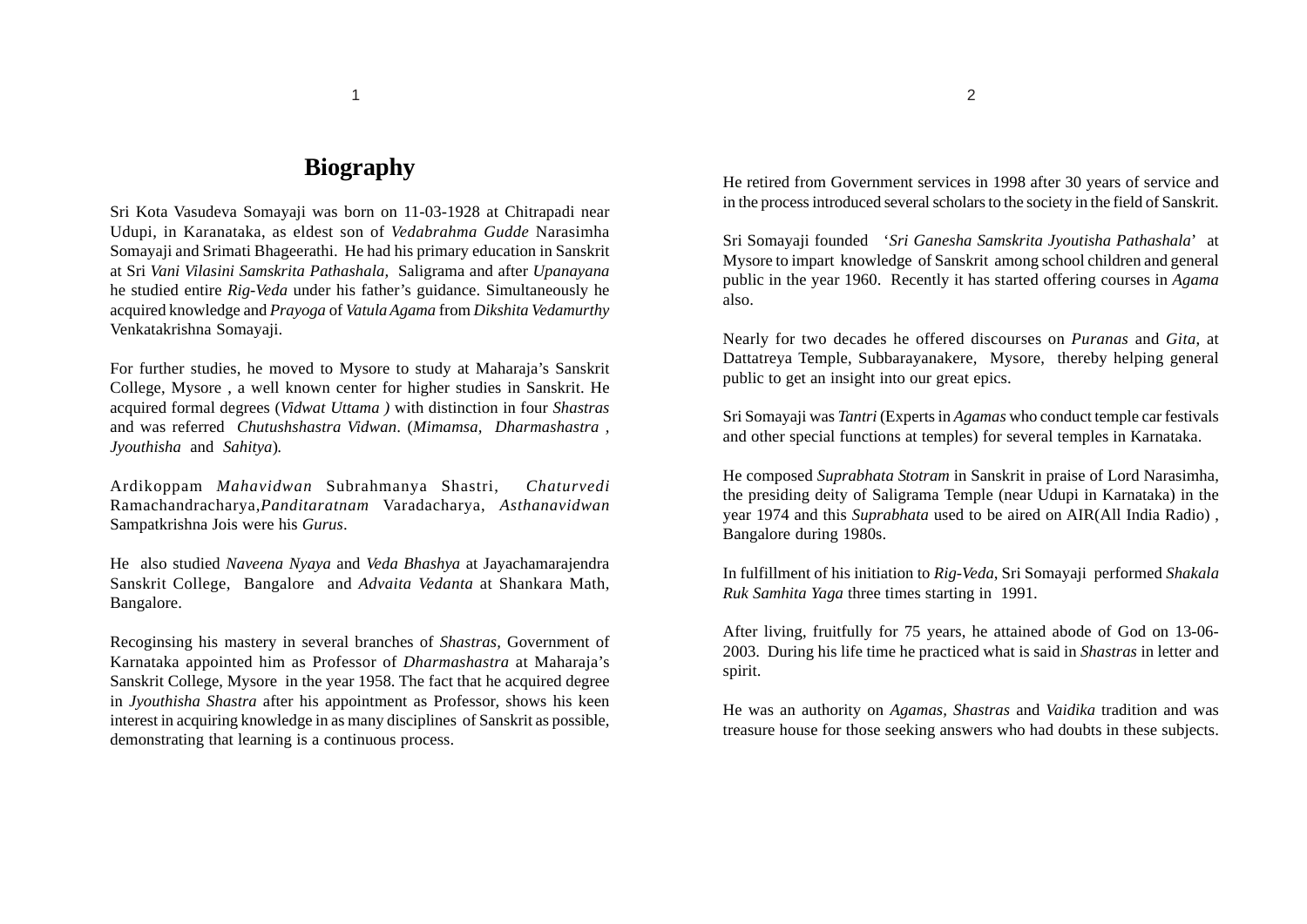# Biography

Sri Kota Vasudeva Somayaji was born on 11-03-1928 at Chitrapadi near Udupi, in Karanataka, as eldest son of *Vedabrahma Gudde* Narasimha Somayaji and Srimati Bhageerathi. He had his primary education in Sanskrit at Sri *Vani Vilasini Samskrita Pathashala,* Saligrama and after *Upanayana* he studied entire *Rig-Veda* under his father's guidance. Simultaneously he acquired knowledge and *Prayoga* of *Vatula Agama* from *Dikshita Vedamurthy* Venkatakrishna Somayaji.

For further studies, he moved to Mysore to study at Maharaja's Sanskrit College, Mysore , a well known center for higher studies in Sanskrit. He acquired formal degrees (*Vidwat Uttama )* with distinction in four *Shastras* and was referred *Chutushshastra Vidwan*. (*Mimamsa, Dharmashastra , Jyouthisha* and *Sahitya*).

Ardikoppam *Mahavidwan* Subrahmanya Shastri, *Chaturvedi* Ramachandracharya,*Panditaratnam* Varadacharya, *Asthanavidwan* Sampatkrishna Jois were his *Gurus*.

He also studied *Naveena Nyaya* and *Veda Bhashya* at Jayachamarajendra Sanskrit College, Bangalore and *Advaita Vedanta* at Shankara Math, Bangalore.

Recoginsing his mastery in several branches of *Shastras*, Government of Karnataka appointed him as Professor of *Dharmashastra* at Maharaja's Sanskrit College, Mysore in the year 1958. The fact that he acquired degree in *Jyouthisha Shastra* after his appointment as Professor, shows his keen interest in acquiring knowledge in as many disciplines of Sanskrit as possible, demonstrating that learning is a continuous process.

He retired from Government services in 1998 after 30 years of service and in the process introduced several scholars to the society in the field of Sanskrit.

Sri Somayaji founded '*Sri Ganesha Samskrita Jyoutisha Pathashala*' at Mysore to impart knowledge of Sanskrit among school children and general public in the year 1960. Recently it has started offering courses in *Agama* also.

Nearly for two decades he offered discourses on *Puranas* and *Gita*, at Dattatreya Temple, Subbarayanakere, Mysore, thereby helping general public to get an insight into our great epics.

Sri Somayaji was *Tantri* (Experts in *Agamas* who conduct temple car festivals and other special functions at temples) for several temples in Karnataka.

He composed *Suprabhata Stotram* in Sanskrit in praise of Lord Narasimha, the presiding deity of Saligrama Temple (near Udupi in Karnataka) in the year 1974 and this *Suprabhata* used to be aired on AIR(All India Radio) , Bangalore during 1980s.

In fulfillment of his initiation to *Rig-Veda*, Sri Somayaji performed *Shakala Ruk Samhita Yaga* three times starting in 1991.

After living, fruitfully for 75 years, he attained abode of God on 13-06-2003. During his life time he practiced what is said in *Shastras* in letter and spirit.

He was an authority on *Agamas, Shastras* and *Vaidika* tradition and was treasure house for those seeking answers who had doubts in these subjects.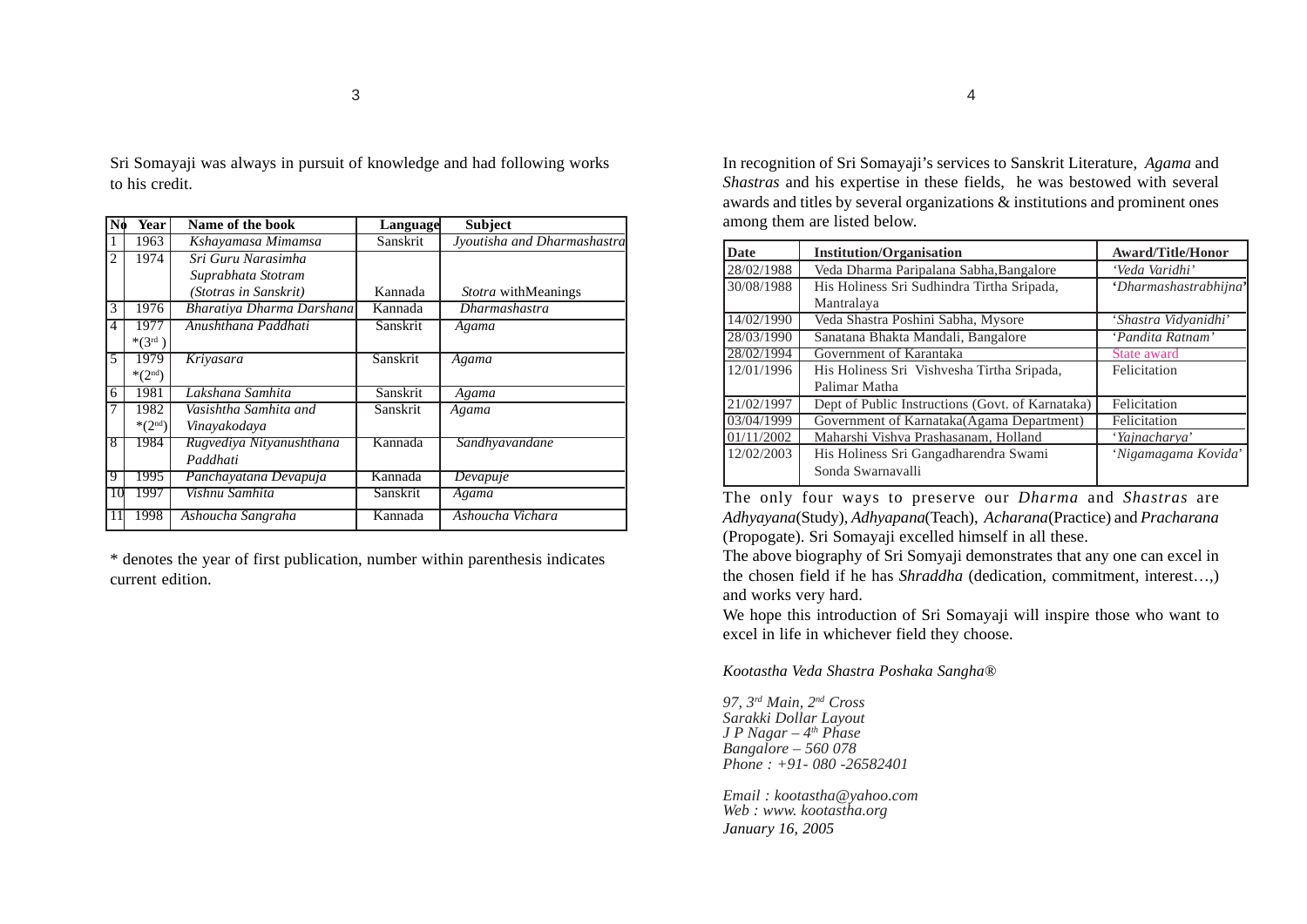Sri Somayaji was always in pursuit of knowledge and had following works to his credit.

| No | Year | Name of the book | Language | Subject |
|---|---|---|---|---|
| 1 | 1963 | *Kshayamasa Mimamsa* | Sanskrit | *Jyoutisha and Dharmashastra* |
| 2 | 1974 | *Sri Guru Narasimha Suprabhata Stotram (Stotras in Sanskrit)* | Kannada | *Stotra* withMeanings |
| 3 | 1976 | *Bharatiya Dharma Darshana* | Kannada | *Dharmashastra* |
| 4 | 1977 *(3rd ) | *Anushthana Paddhati* | Sanskrit | *Agama* |
| 5 | 1979 *(2nd) | *Kriyasara* | Sanskrit | *Agama* |
| 6 | 1981 | *Lakshana Samhita* | Sanskrit | *Agama* |
| 7 | 1982 *(2nd) | *Vasishtha Samhita and Vinayakodaya* | Sanskrit | *Agama* |
| 8 | 1984 | *Rugvediya Nityanushthana Paddhati* | Kannada | *Sandhyavandane* |
| 9 | 1995 | *Panchayatana Devapuja* | Kannada | *Devapuje* |
| 10 | 1997 | *Vishnu Samhita* | Sanskrit | *Agama* |
| 11 | 1998 | *Ashoucha Sangraha* | Kannada | *Ashoucha Vichara* |

* denotes the year of first publication, number within parenthesis indicates current edition.

In recognition of Sri Somayaji's services to Sanskrit Literature, *Agama* and *Shastras* and his expertise in these fields, he was bestowed with several awards and titles by several organizations & institutions and prominent ones among them are listed below.

| Date | Institution/Organisation | Award/Title/Honor |
|---|---|---|
| 28/02/1988 | Veda Dharma Paripalana Sabha,Bangalore | *'Veda Varidhi'* |
| 30/08/1988 | His Holiness Sri Sudhindra Tirtha Sripada, Mantralaya | *'Dharmashastrabhijna'* |
| 14/02/1990 | Veda Shastra Poshini Sabha, Mysore | *'Shastra Vidyanidhi'* |
| 28/03/1990 | Sanatana Bhakta Mandali, Bangalore | *'Pandita Ratnam'* |
| 28/02/1994 | Government of Karantaka | State award |
| 12/01/1996 | His Holiness Sri Vishvesha Tirtha Sripada, Palimar Matha | Felicitation |
| 21/02/1997 | Dept of Public Instructions (Govt. of Karnataka) | Felicitation |
| 03/04/1999 | Government of Karnataka(Agama Department) | Felicitation |
| 01/11/2002 | Maharshi Vishva Prashasanam, Holland | *'Yajnacharya'* |
| 12/02/2003 | His Holiness Sri Gangadharendra Swami Sonda Swarnavalli | *'Nigamagama Kovida'* |

The only four ways to preserve our *Dharma* and *Shastras* are *Adhyayana*(Study), *Adhyapana*(Teach), *Acharana*(Practice) and *Pracharana* (Propogate). Sri Somayaji excelled himself in all these.

The above biography of Sri Somyaji demonstrates that any one can excel in the chosen field if he has *Shraddha* (dedication, commitment, interest…,) and works very hard.

We hope this introduction of Sri Somayaji will inspire those who want to excel in life in whichever field they choose.

*Kootastha Veda Shastra Poshaka Sangha®*

*97, 3rd Main, 2nd Cross*
*Sarakki Dollar Layout*
*J P Nagar – 4th Phase*
*Bangalore – 560 078*
*Phone : +91- 080 -26582401*

*Email : kootastha@yahoo.com*
*Web : www. kootastha.org*
*January 16, 2005*